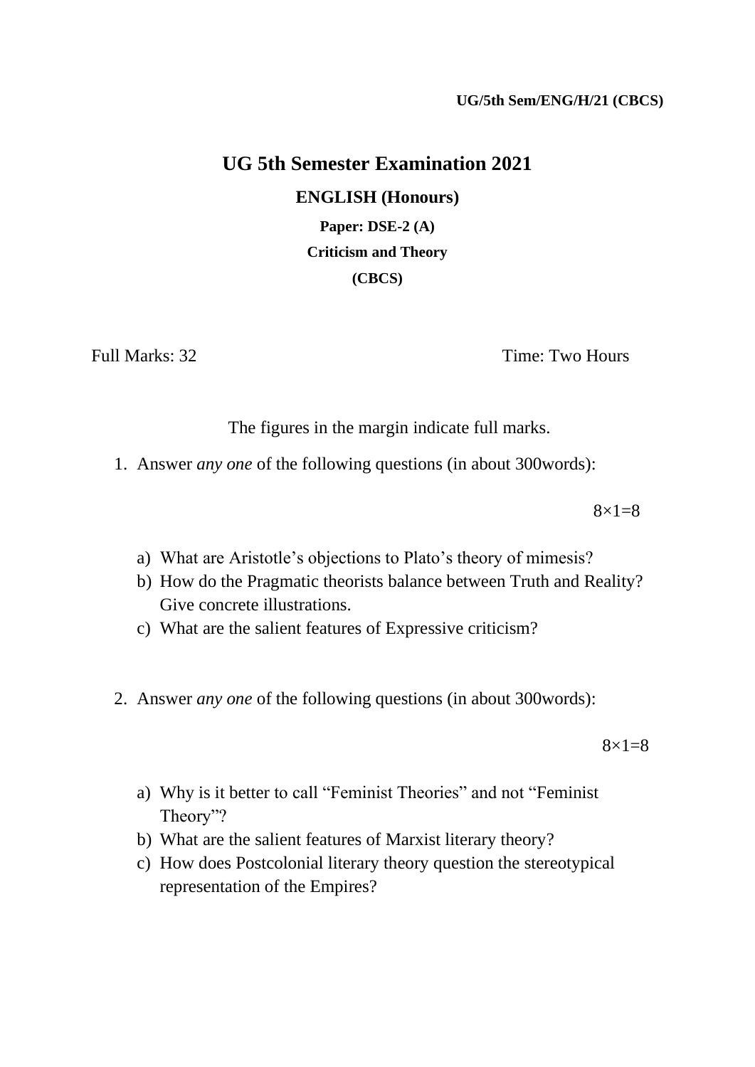**UG/5th Sem/ENG/H/21 (CBCS)**

# UG 5th Semester Examination 2021

## ENGLISH (Honours)

**Paper: DSE-2 (A)**

**Criticism and Theory**

**(CBCS)**

Full Marks: 32 Time: Two Hours

The figures in the margin indicate full marks.

1. Answer *any one* of the following questions (in about 300words):

$8 \times 1 = 8$

   a) What are Aristotle's objections to Plato's theory of mimesis?
   b) How do the Pragmatic theorists balance between Truth and Reality? Give concrete illustrations.
   c) What are the salient features of Expressive criticism?

2. Answer *any one* of the following questions (in about 300words):

$8 \times 1 = 8$

   a) Why is it better to call "Feminist Theories" and not "Feminist Theory"?
   b) What are the salient features of Marxist literary theory?
   c) How does Postcolonial literary theory question the stereotypical representation of the Empires?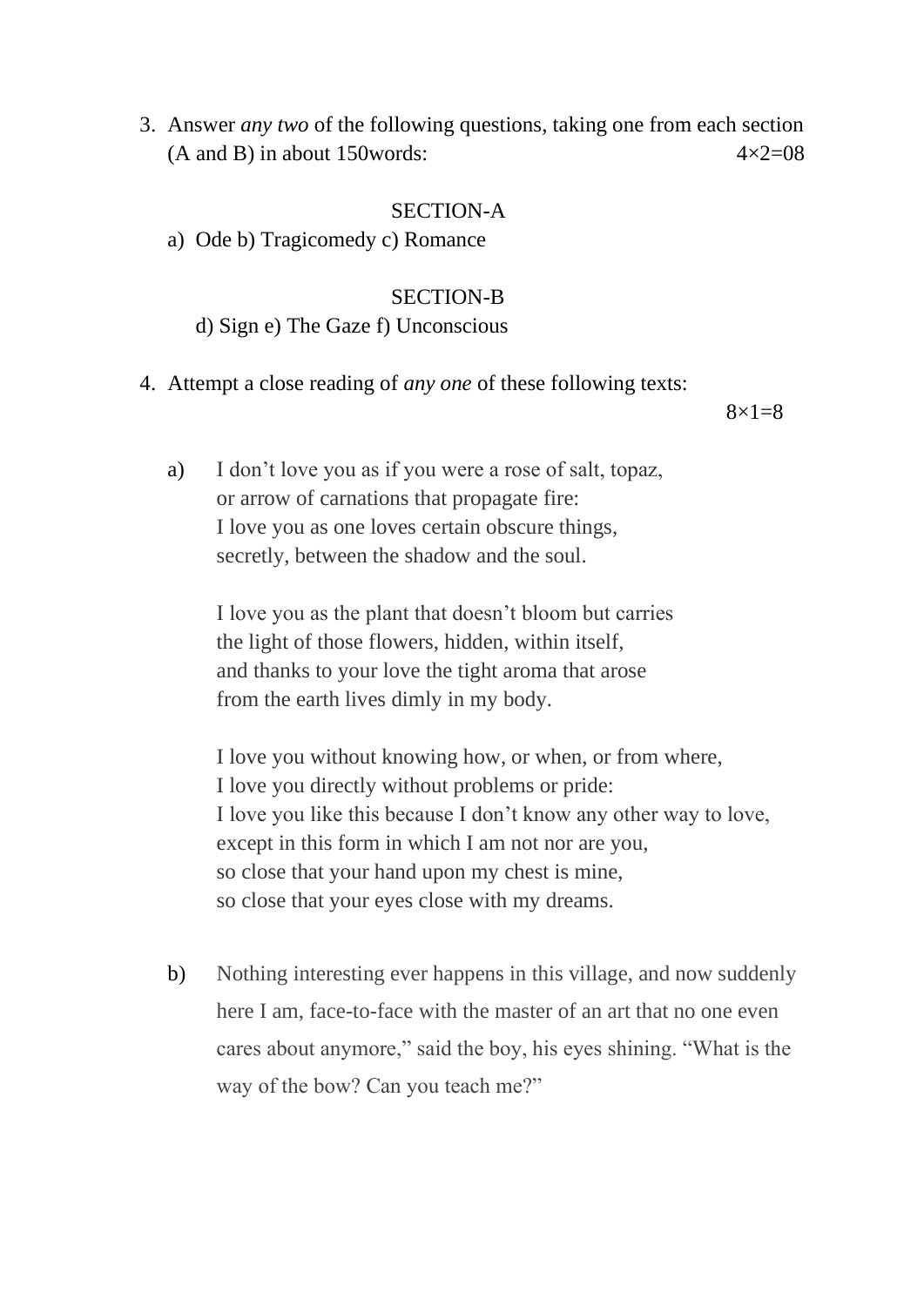3. Answer *any two* of the following questions, taking one from each section (A and B) in about 150words: 4×2=08

SECTION-A

a) Ode b) Tragicomedy c) Romance

SECTION-B

d) Sign e) The Gaze f) Unconscious

4. Attempt a close reading of *any one* of these following texts: 8×1=8

a) I don't love you as if you were a rose of salt, topaz,
or arrow of carnations that propagate fire:
I love you as one loves certain obscure things,
secretly, between the shadow and the soul.

I love you as the plant that doesn't bloom but carries
the light of those flowers, hidden, within itself,
and thanks to your love the tight aroma that arose
from the earth lives dimly in my body.

I love you without knowing how, or when, or from where,
I love you directly without problems or pride:
I love you like this because I don't know any other way to love,
except in this form in which I am not nor are you,
so close that your hand upon my chest is mine,
so close that your eyes close with my dreams.

b) Nothing interesting ever happens in this village, and now suddenly here I am, face-to-face with the master of an art that no one even cares about anymore," said the boy, his eyes shining. "What is the way of the bow? Can you teach me?"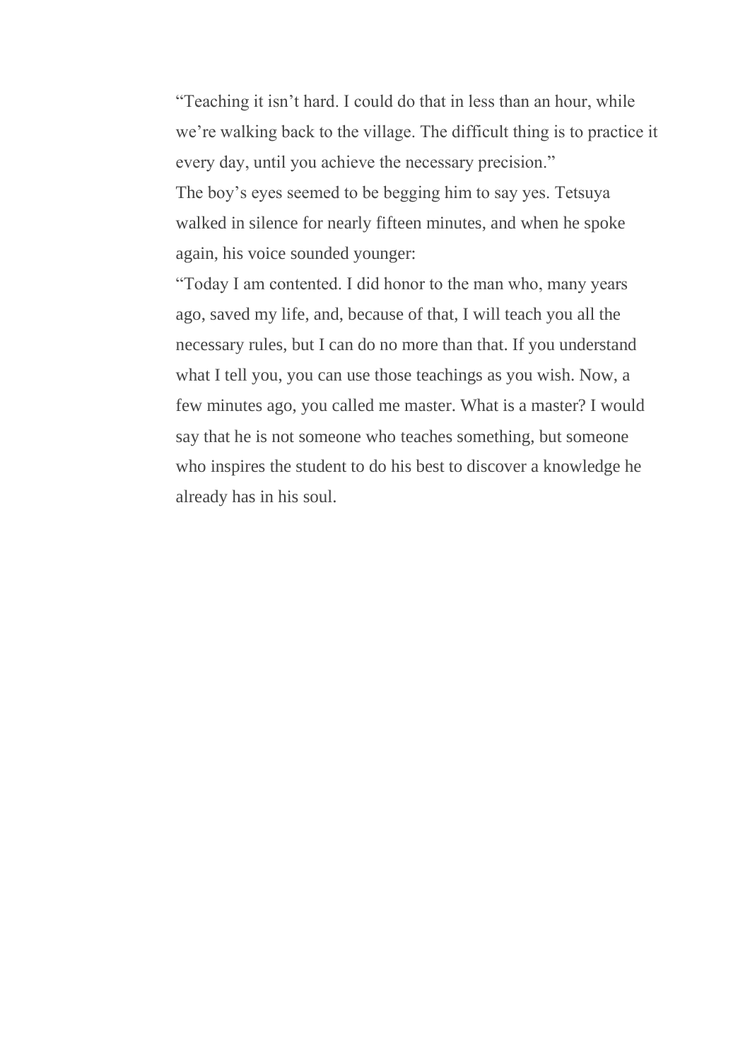“Teaching it isn’t hard. I could do that in less than an hour, while we’re walking back to the village. The difficult thing is to practice it every day, until you achieve the necessary precision.”

The boy’s eyes seemed to be begging him to say yes. Tetsuya walked in silence for nearly fifteen minutes, and when he spoke again, his voice sounded younger:

“Today I am contented. I did honor to the man who, many years ago, saved my life, and, because of that, I will teach you all the necessary rules, but I can do no more than that. If you understand what I tell you, you can use those teachings as you wish. Now, a few minutes ago, you called me master. What is a master? I would say that he is not someone who teaches something, but someone who inspires the student to do his best to discover a knowledge he already has in his soul.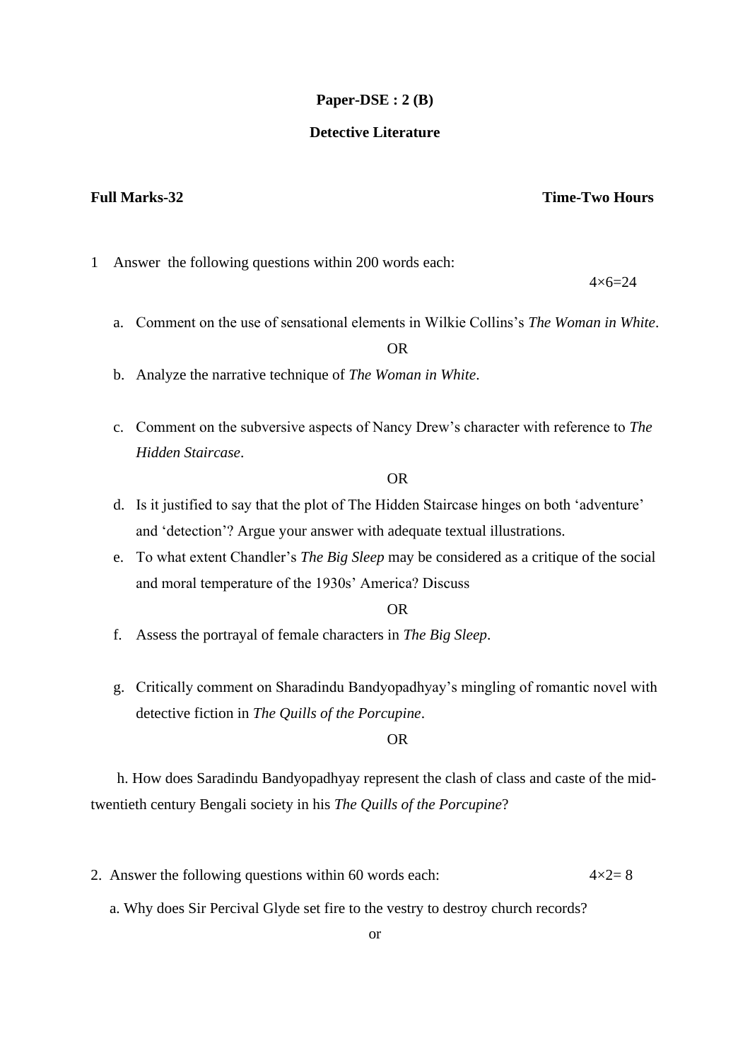**Paper-DSE : 2 (B)**

**Detective Literature**

**Full Marks-32** **Time-Two Hours**

1 Answer the following questions within 200 words each: 4×6=24

a. Comment on the use of sensational elements in Wilkie Collins's *The Woman in White*.

OR

b. Analyze the narrative technique of *The Woman in White*.

c. Comment on the subversive aspects of Nancy Drew's character with reference to *The Hidden Staircase*.

OR

d. Is it justified to say that the plot of The Hidden Staircase hinges on both 'adventure' and 'detection'? Argue your answer with adequate textual illustrations.

e. To what extent Chandler's *The Big Sleep* may be considered as a critique of the social and moral temperature of the 1930s' America? Discuss

OR

f. Assess the portrayal of female characters in *The Big Sleep*.

g. Critically comment on Sharadindu Bandyopadhyay's mingling of romantic novel with detective fiction in *The Quills of the Porcupine*.

OR

h. How does Saradindu Bandyopadhyay represent the clash of class and caste of the mid-twentieth century Bengali society in his *The Quills of the Porcupine*?

2. Answer the following questions within 60 words each: 4×2= 8

a. Why does Sir Percival Glyde set fire to the vestry to destroy church records?

or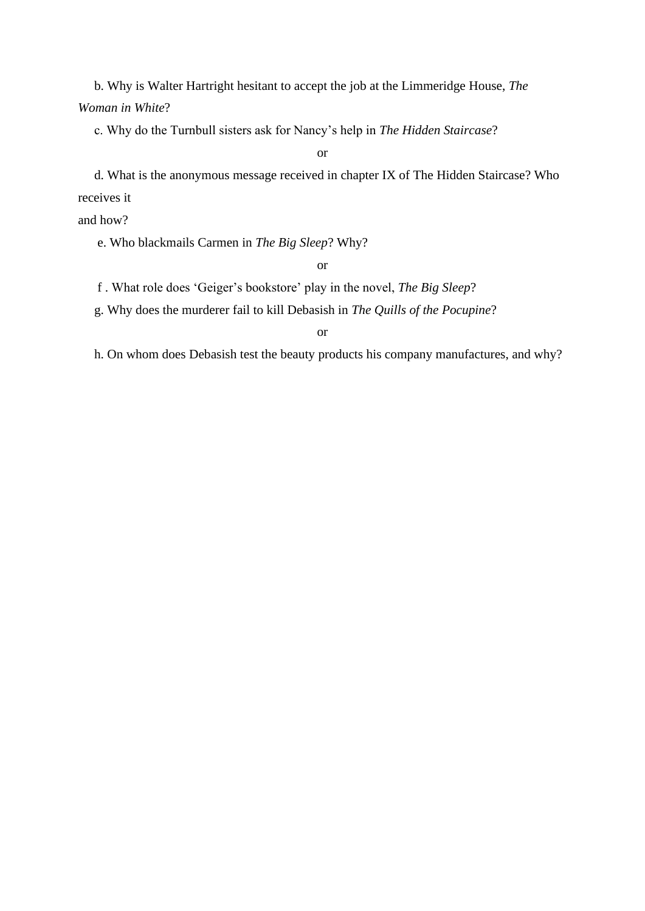b. Why is Walter Hartright hesitant to accept the job at the Limmeridge House, *The Woman in White*?

c. Why do the Turnbull sisters ask for Nancy's help in *The Hidden Staircase*?

or

d. What is the anonymous message received in chapter IX of The Hidden Staircase? Who receives it and how?

e. Who blackmails Carmen in *The Big Sleep*? Why?

or

f . What role does 'Geiger's bookstore' play in the novel, *The Big Sleep*?

g. Why does the murderer fail to kill Debasish in *The Quills of the Pocupine*?

or

h. On whom does Debasish test the beauty products his company manufactures, and why?